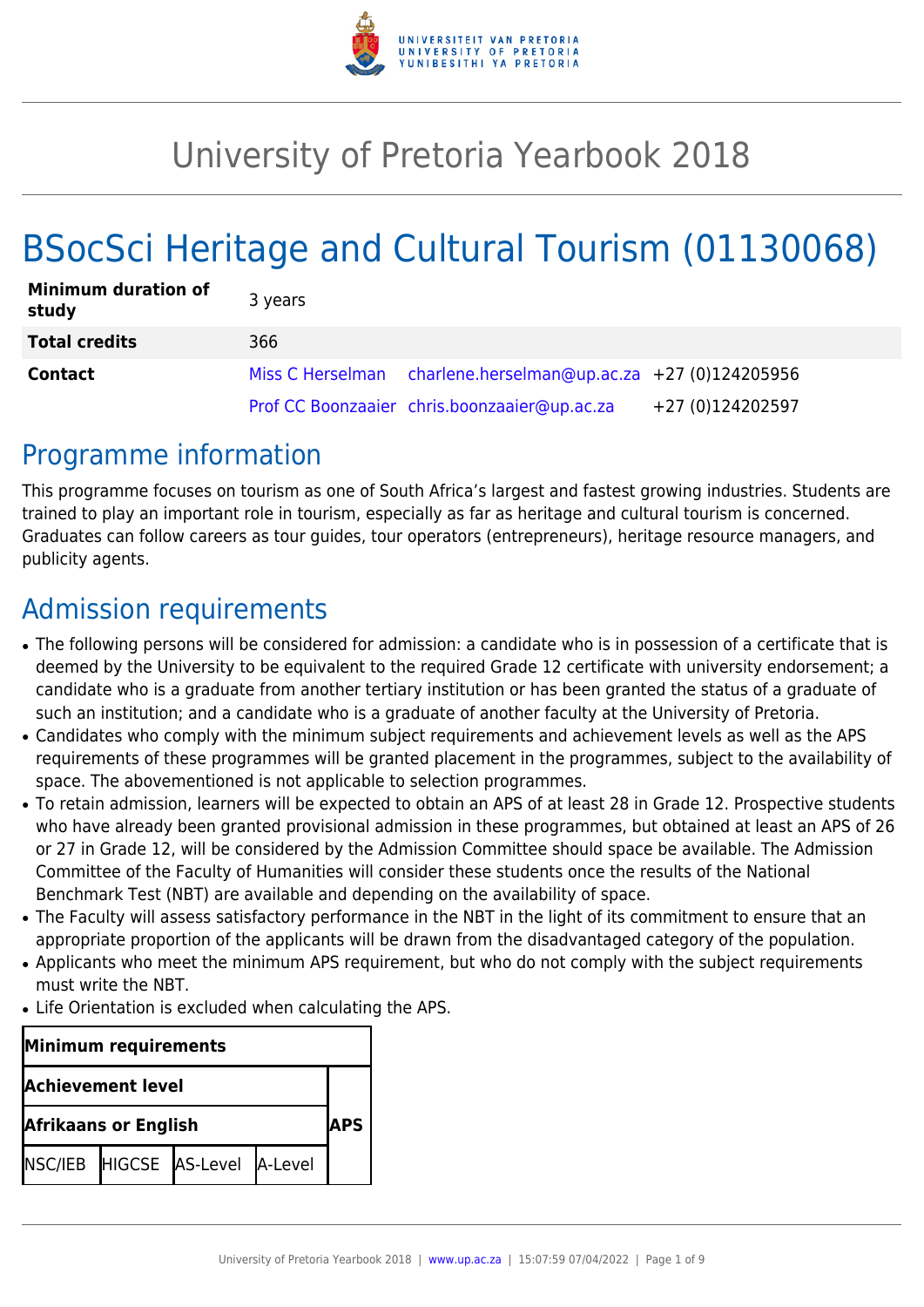# University of Pretoria Yearbook 2018

# BSocSci Heritage and Cultural Tourism (01130068)

| | | | |
|---|---|---|---|
| **Minimum duration of study** | 3 years | | |
| **Total credits** | 366 | | |
| **Contact** | Miss C Herselman | charlene.herselman@up.ac.za | +27 (0)124205956 |
| | Prof CC Boonzaaier | chris.boonzaaier@up.ac.za | +27 (0)124202597 |

## Programme information

This programme focuses on tourism as one of South Africa's largest and fastest growing industries. Students are trained to play an important role in tourism, especially as far as heritage and cultural tourism is concerned. Graduates can follow careers as tour guides, tour operators (entrepreneurs), heritage resource managers, and publicity agents.

## Admission requirements

- The following persons will be considered for admission: a candidate who is in possession of a certificate that is deemed by the University to be equivalent to the required Grade 12 certificate with university endorsement; a candidate who is a graduate from another tertiary institution or has been granted the status of a graduate of such an institution; and a candidate who is a graduate of another faculty at the University of Pretoria.
- Candidates who comply with the minimum subject requirements and achievement levels as well as the APS requirements of these programmes will be granted placement in the programmes, subject to the availability of space. The abovementioned is not applicable to selection programmes.
- To retain admission, learners will be expected to obtain an APS of at least 28 in Grade 12. Prospective students who have already been granted provisional admission in these programmes, but obtained at least an APS of 26 or 27 in Grade 12, will be considered by the Admission Committee should space be available. The Admission Committee of the Faculty of Humanities will consider these students once the results of the National Benchmark Test (NBT) are available and depending on the availability of space.
- The Faculty will assess satisfactory performance in the NBT in the light of its commitment to ensure that an appropriate proportion of the applicants will be drawn from the disadvantaged category of the population.
- Applicants who meet the minimum APS requirement, but who do not comply with the subject requirements must write the NBT.
- Life Orientation is excluded when calculating the APS.

| **Minimum requirements** | | | | |
|---|---|---|---|---|
| **Achievement level** | | | | |
| **Afrikaans or English** | | | | **APS** |
| NSC/IEB | HIGCSE | AS-Level | A-Level | |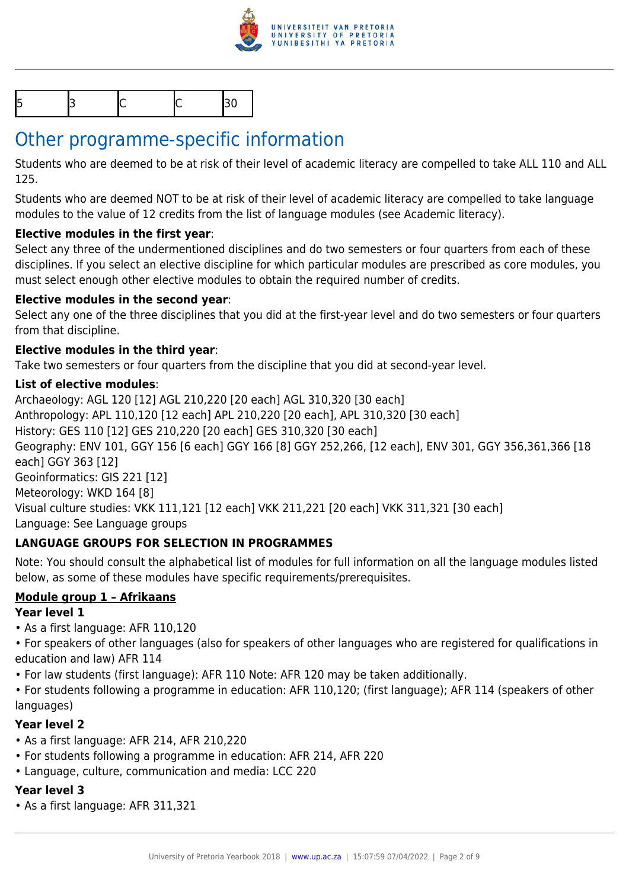| 5 | 3 | C | C | 30 |
| --- | --- | --- | --- | --- |

## Other programme-specific information

Students who are deemed to be at risk of their level of academic literacy are compelled to take ALL 110 and ALL 125.

Students who are deemed NOT to be at risk of their level of academic literacy are compelled to take language modules to the value of 12 credits from the list of language modules (see Academic literacy).

**Elective modules in the first year**:
Select any three of the undermentioned disciplines and do two semesters or four quarters from each of these disciplines. If you select an elective discipline for which particular modules are prescribed as core modules, you must select enough other elective modules to obtain the required number of credits.

**Elective modules in the second year**:
Select any one of the three disciplines that you did at the first-year level and do two semesters or four quarters from that discipline.

**Elective modules in the third year**:
Take two semesters or four quarters from the discipline that you did at second-year level.

**List of elective modules**:
Archaeology: AGL 120 [12] AGL 210,220 [20 each] AGL 310,320 [30 each]
Anthropology: APL 110,120 [12 each] APL 210,220 [20 each], APL 310,320 [30 each]
History: GES 110 [12] GES 210,220 [20 each] GES 310,320 [30 each]
Geography: ENV 101, GGY 156 [6 each] GGY 166 [8] GGY 252,266, [12 each], ENV 301, GGY 356,361,366 [18 each] GGY 363 [12]
Geoinformatics: GIS 221 [12]
Meteorology: WKD 164 [8]
Visual culture studies: VKK 111,121 [12 each] VKK 211,221 [20 each] VKK 311,321 [30 each]
Language: See Language groups

**LANGUAGE GROUPS FOR SELECTION IN PROGRAMMES**

Note: You should consult the alphabetical list of modules for full information on all the language modules listed below, as some of these modules have specific requirements/prerequisites.

**Module group 1 – Afrikaans**

**Year level 1**

- As a first language: AFR 110,120
- For speakers of other languages (also for speakers of other languages who are registered for qualifications in education and law) AFR 114
- For law students (first language): AFR 110 Note: AFR 120 may be taken additionally.
- For students following a programme in education: AFR 110,120; (first language); AFR 114 (speakers of other languages)

**Year level 2**

- As a first language: AFR 214, AFR 210,220
- For students following a programme in education: AFR 214, AFR 220
- Language, culture, communication and media: LCC 220

**Year level 3**

- As a first language: AFR 311,321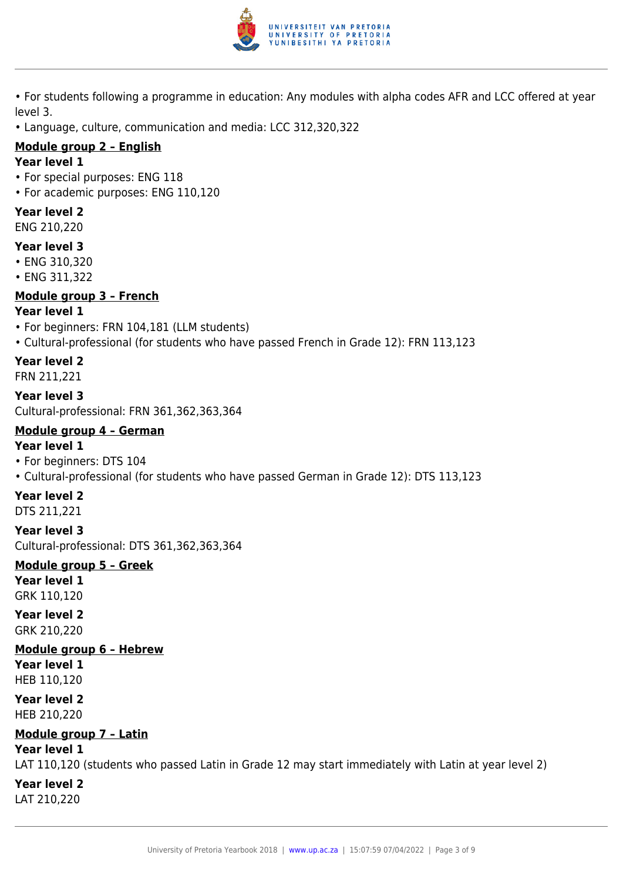- For students following a programme in education: Any modules with alpha codes AFR and LCC offered at year level 3.
- Language, culture, communication and media: LCC 312,320,322

**Module group 2 – English**

**Year level 1**

- For special purposes: ENG 118
- For academic purposes: ENG 110,120

**Year level 2**

ENG 210,220

**Year level 3**

- ENG 310,320
- ENG 311,322

**Module group 3 – French**

**Year level 1**

- For beginners: FRN 104,181 (LLM students)
- Cultural-professional (for students who have passed French in Grade 12): FRN 113,123

**Year level 2**

FRN 211,221

**Year level 3**

Cultural-professional: FRN 361,362,363,364

**Module group 4 – German**

**Year level 1**

- For beginners: DTS 104
- Cultural-professional (for students who have passed German in Grade 12): DTS 113,123

**Year level 2**

DTS 211,221

**Year level 3**

Cultural-professional: DTS 361,362,363,364

**Module group 5 – Greek**

**Year level 1**

GRK 110,120

**Year level 2**

GRK 210,220

**Module group 6 – Hebrew**

**Year level 1**

HEB 110,120

**Year level 2**

HEB 210,220

**Module group 7 – Latin**

**Year level 1**

LAT 110,120 (students who passed Latin in Grade 12 may start immediately with Latin at year level 2)

**Year level 2**

LAT 210,220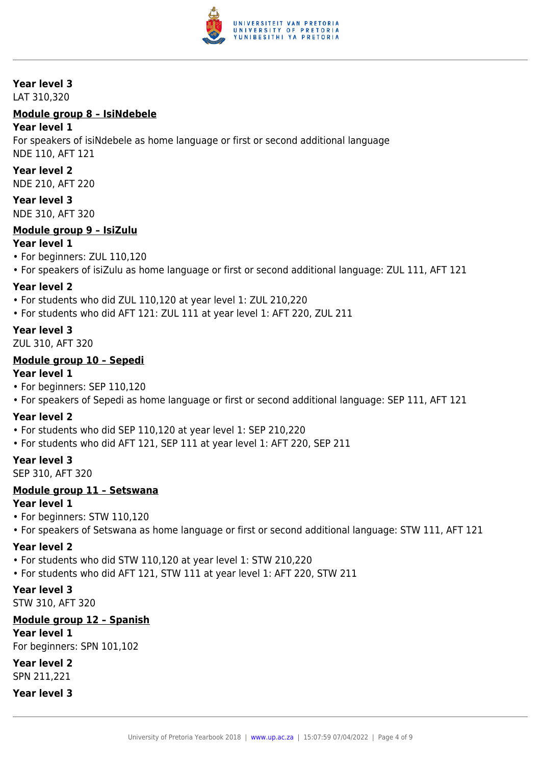**Year level 3**

LAT 310,320

**Module group 8 – IsiNdebele**

**Year level 1**

For speakers of isiNdebele as home language or first or second additional language
NDE 110, AFT 121

**Year level 2**

NDE 210, AFT 220

**Year level 3**

NDE 310, AFT 320

**Module group 9 – IsiZulu**

**Year level 1**

- For beginners: ZUL 110,120
- For speakers of isiZulu as home language or first or second additional language: ZUL 111, AFT 121

**Year level 2**

- For students who did ZUL 110,120 at year level 1: ZUL 210,220
- For students who did AFT 121: ZUL 111 at year level 1: AFT 220, ZUL 211

**Year level 3**

ZUL 310, AFT 320

**Module group 10 – Sepedi**

**Year level 1**

- For beginners: SEP 110,120
- For speakers of Sepedi as home language or first or second additional language: SEP 111, AFT 121

**Year level 2**

- For students who did SEP 110,120 at year level 1: SEP 210,220
- For students who did AFT 121, SEP 111 at year level 1: AFT 220, SEP 211

**Year level 3**

SEP 310, AFT 320

**Module group 11 – Setswana**

**Year level 1**

- For beginners: STW 110,120
- For speakers of Setswana as home language or first or second additional language: STW 111, AFT 121

**Year level 2**

- For students who did STW 110,120 at year level 1: STW 210,220
- For students who did AFT 121, STW 111 at year level 1: AFT 220, STW 211

**Year level 3**

STW 310, AFT 320

**Module group 12 – Spanish**

**Year level 1**

For beginners: SPN 101,102

**Year level 2**

SPN 211,221

**Year level 3**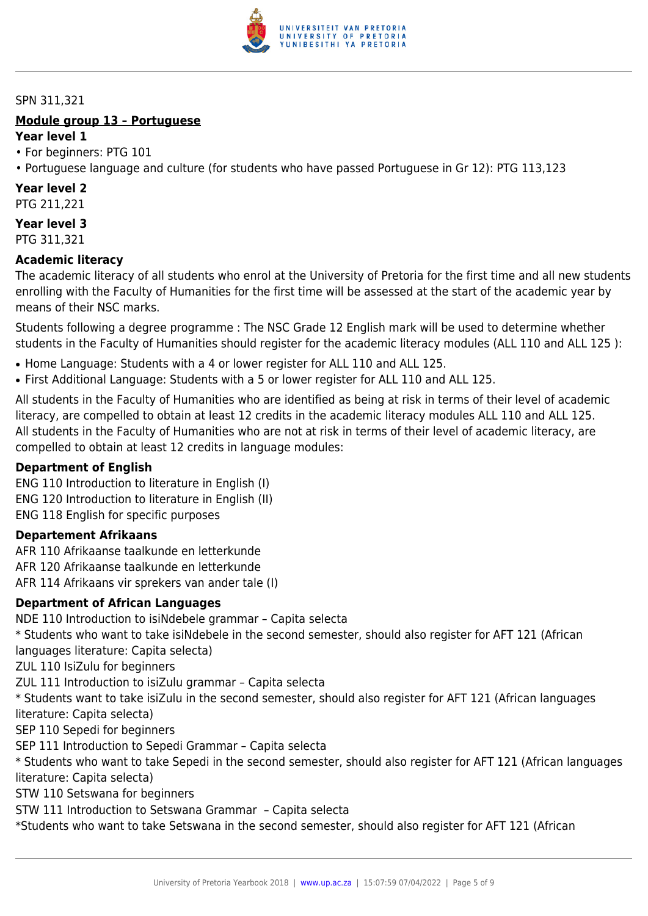SPN 311,321

**Module group 13 – Portuguese**

**Year level 1**

- For beginners: PTG 101
- Portuguese language and culture (for students who have passed Portuguese in Gr 12): PTG 113,123

**Year level 2**

PTG 211,221

**Year level 3**

PTG 311,321

**Academic literacy**

The academic literacy of all students who enrol at the University of Pretoria for the first time and all new students enrolling with the Faculty of Humanities for the first time will be assessed at the start of the academic year by means of their NSC marks.

Students following a degree programme : The NSC Grade 12 English mark will be used to determine whether students in the Faculty of Humanities should register for the academic literacy modules (ALL 110 and ALL 125 ):

- Home Language: Students with a 4 or lower register for ALL 110 and ALL 125.
- First Additional Language: Students with a 5 or lower register for ALL 110 and ALL 125.

All students in the Faculty of Humanities who are identified as being at risk in terms of their level of academic literacy, are compelled to obtain at least 12 credits in the academic literacy modules ALL 110 and ALL 125.
All students in the Faculty of Humanities who are not at risk in terms of their level of academic literacy, are compelled to obtain at least 12 credits in language modules:

**Department of English**

ENG 110 Introduction to literature in English (I)
ENG 120 Introduction to literature in English (II)
ENG 118 English for specific purposes

**Departement Afrikaans**

AFR 110 Afrikaanse taalkunde en letterkunde
AFR 120 Afrikaanse taalkunde en letterkunde
AFR 114 Afrikaans vir sprekers van ander tale (I)

**Department of African Languages**

NDE 110 Introduction to isiNdebele grammar – Capita selecta
* Students who want to take isiNdebele in the second semester, should also register for AFT 121 (African languages literature: Capita selecta)
ZUL 110 IsiZulu for beginners
ZUL 111 Introduction to isiZulu grammar – Capita selecta
* Students want to take isiZulu in the second semester, should also register for AFT 121 (African languages literature: Capita selecta)
SEP 110 Sepedi for beginners
SEP 111 Introduction to Sepedi Grammar – Capita selecta
* Students who want to take Sepedi in the second semester, should also register for AFT 121 (African languages literature: Capita selecta)
STW 110 Setswana for beginners
STW 111 Introduction to Setswana Grammar – Capita selecta
*Students who want to take Setswana in the second semester, should also register for AFT 121 (African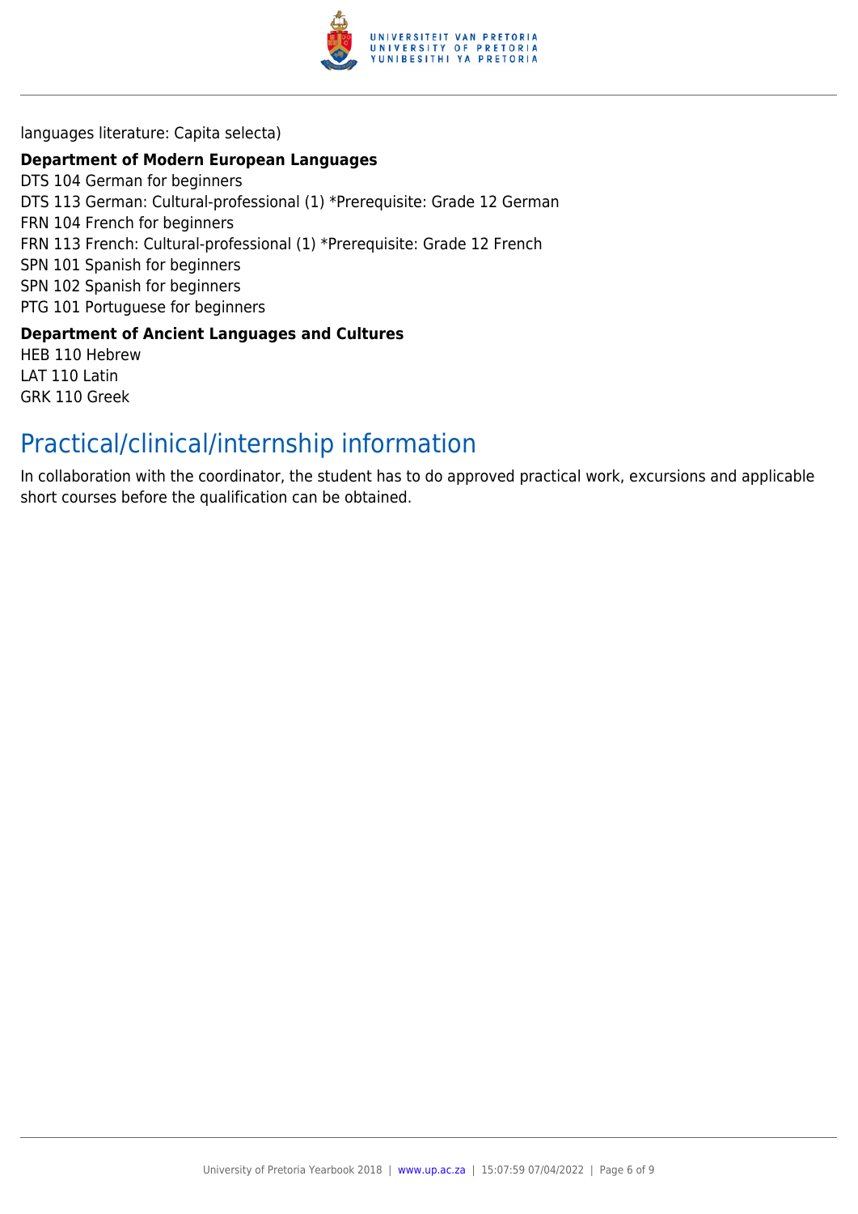languages literature: Capita selecta)

**Department of Modern European Languages**
DTS 104 German for beginners
DTS 113 German: Cultural-professional (1) *Prerequisite: Grade 12 German
FRN 104 French for beginners
FRN 113 French: Cultural-professional (1) *Prerequisite: Grade 12 French
SPN 101 Spanish for beginners
SPN 102 Spanish for beginners
PTG 101 Portuguese for beginners

**Department of Ancient Languages and Cultures**
HEB 110 Hebrew
LAT 110 Latin
GRK 110 Greek

## Practical/clinical/internship information

In collaboration with the coordinator, the student has to do approved practical work, excursions and applicable short courses before the qualification can be obtained.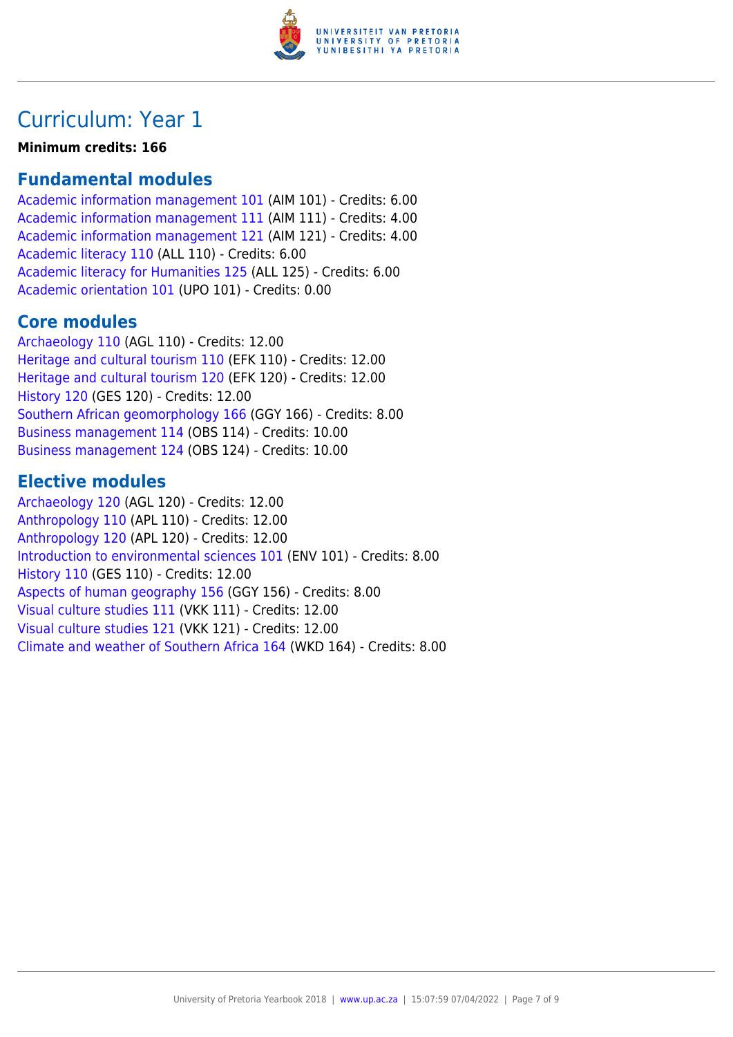# Curriculum: Year 1

**Minimum credits: 166**

## Fundamental modules

Academic information management 101 (AIM 101) - Credits: 6.00
Academic information management 111 (AIM 111) - Credits: 4.00
Academic information management 121 (AIM 121) - Credits: 4.00
Academic literacy 110 (ALL 110) - Credits: 6.00
Academic literacy for Humanities 125 (ALL 125) - Credits: 6.00
Academic orientation 101 (UPO 101) - Credits: 0.00

## Core modules

Archaeology 110 (AGL 110) - Credits: 12.00
Heritage and cultural tourism 110 (EFK 110) - Credits: 12.00
Heritage and cultural tourism 120 (EFK 120) - Credits: 12.00
History 120 (GES 120) - Credits: 12.00
Southern African geomorphology 166 (GGY 166) - Credits: 8.00
Business management 114 (OBS 114) - Credits: 10.00
Business management 124 (OBS 124) - Credits: 10.00

## Elective modules

Archaeology 120 (AGL 120) - Credits: 12.00
Anthropology 110 (APL 110) - Credits: 12.00
Anthropology 120 (APL 120) - Credits: 12.00
Introduction to environmental sciences 101 (ENV 101) - Credits: 8.00
History 110 (GES 110) - Credits: 12.00
Aspects of human geography 156 (GGY 156) - Credits: 8.00
Visual culture studies 111 (VKK 111) - Credits: 12.00
Visual culture studies 121 (VKK 121) - Credits: 12.00
Climate and weather of Southern Africa 164 (WKD 164) - Credits: 8.00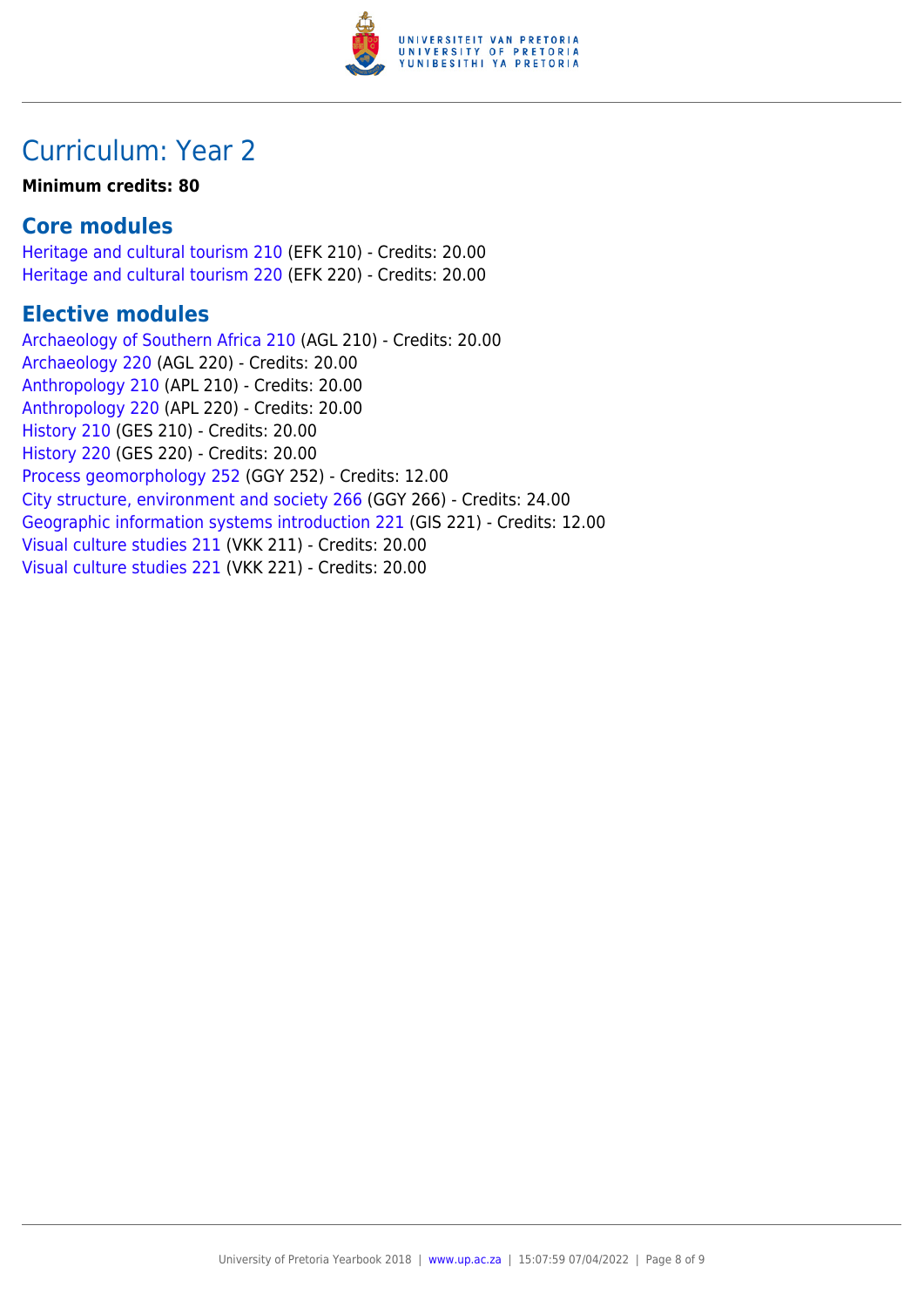# Curriculum: Year 2

**Minimum credits: 80**

## Core modules

Heritage and cultural tourism 210 (EFK 210) - Credits: 20.00
Heritage and cultural tourism 220 (EFK 220) - Credits: 20.00

## Elective modules

Archaeology of Southern Africa 210 (AGL 210) - Credits: 20.00
Archaeology 220 (AGL 220) - Credits: 20.00
Anthropology 210 (APL 210) - Credits: 20.00
Anthropology 220 (APL 220) - Credits: 20.00
History 210 (GES 210) - Credits: 20.00
History 220 (GES 220) - Credits: 20.00
Process geomorphology 252 (GGY 252) - Credits: 12.00
City structure, environment and society 266 (GGY 266) - Credits: 24.00
Geographic information systems introduction 221 (GIS 221) - Credits: 12.00
Visual culture studies 211 (VKK 211) - Credits: 20.00
Visual culture studies 221 (VKK 221) - Credits: 20.00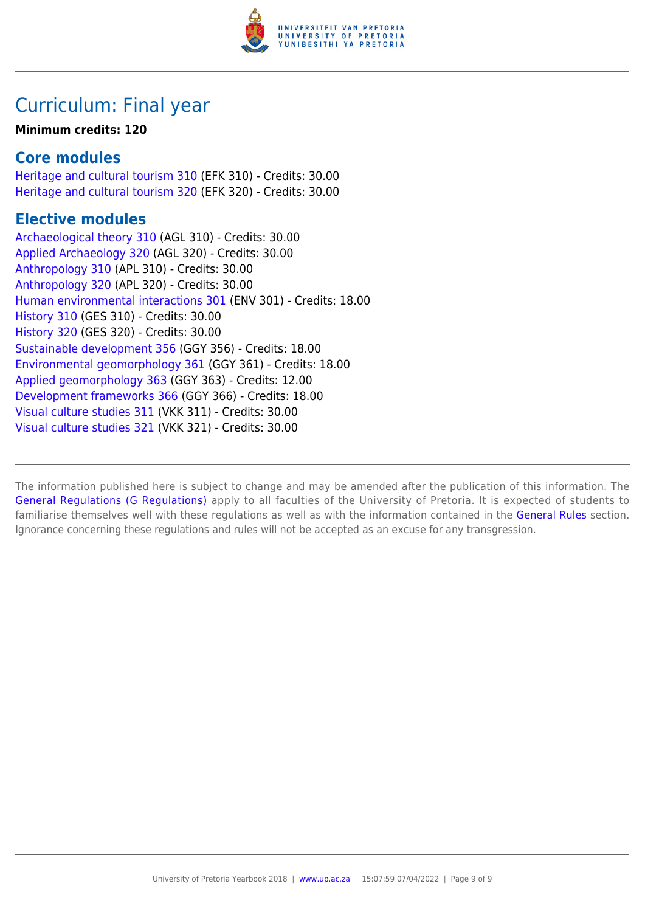## Curriculum: Final year

**Minimum credits: 120**

### Core modules

Heritage and cultural tourism 310 (EFK 310) - Credits: 30.00
Heritage and cultural tourism 320 (EFK 320) - Credits: 30.00

### Elective modules

Archaeological theory 310 (AGL 310) - Credits: 30.00
Applied Archaeology 320 (AGL 320) - Credits: 30.00
Anthropology 310 (APL 310) - Credits: 30.00
Anthropology 320 (APL 320) - Credits: 30.00
Human environmental interactions 301 (ENV 301) - Credits: 18.00
History 310 (GES 310) - Credits: 30.00
History 320 (GES 320) - Credits: 30.00
Sustainable development 356 (GGY 356) - Credits: 18.00
Environmental geomorphology 361 (GGY 361) - Credits: 18.00
Applied geomorphology 363 (GGY 363) - Credits: 12.00
Development frameworks 366 (GGY 366) - Credits: 18.00
Visual culture studies 311 (VKK 311) - Credits: 30.00
Visual culture studies 321 (VKK 321) - Credits: 30.00

The information published here is subject to change and may be amended after the publication of this information. The General Regulations (G Regulations) apply to all faculties of the University of Pretoria. It is expected of students to familiarise themselves well with these regulations as well as with the information contained in the General Rules section. Ignorance concerning these regulations and rules will not be accepted as an excuse for any transgression.